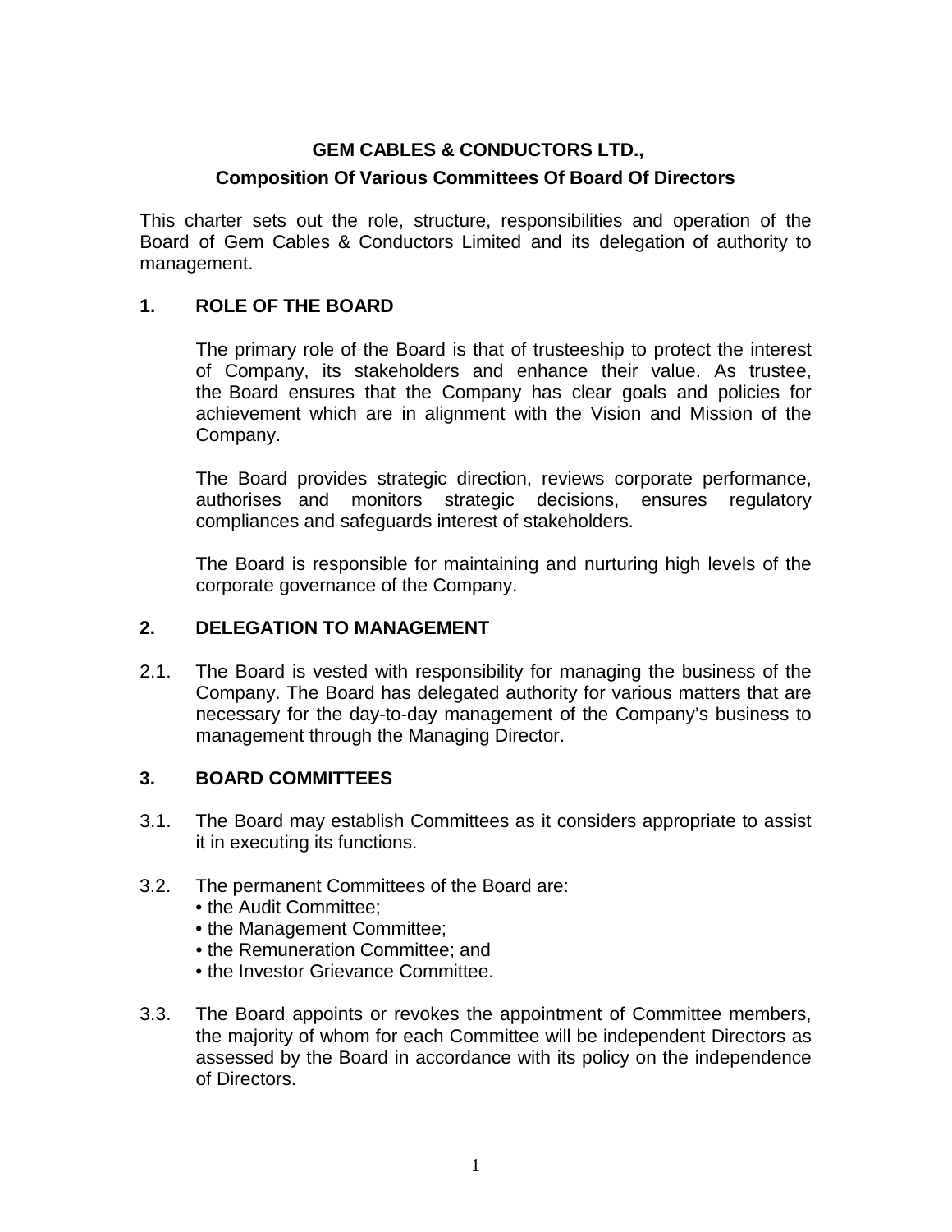# GEM CABLES & CONDUCTORS LTD.,

## Composition Of Various Committees Of Board Of Directors

This charter sets out the role, structure, responsibilities and operation of the Board of Gem Cables & Conductors Limited and its delegation of authority to management.

### 1. ROLE OF THE BOARD

The primary role of the Board is that of trusteeship to protect the interest of Company, its stakeholders and enhance their value. As trustee, the Board ensures that the Company has clear goals and policies for achievement which are in alignment with the Vision and Mission of the Company.

The Board provides strategic direction, reviews corporate performance, authorises and monitors strategic decisions, ensures regulatory compliances and safeguards interest of stakeholders.

The Board is responsible for maintaining and nurturing high levels of the corporate governance of the Company.

### 2. DELEGATION TO MANAGEMENT

2.1. The Board is vested with responsibility for managing the business of the Company. The Board has delegated authority for various matters that are necessary for the day-to-day management of the Company's business to management through the Managing Director.

### 3. BOARD COMMITTEES

3.1. The Board may establish Committees as it considers appropriate to assist it in executing its functions.

3.2. The permanent Committees of the Board are:

- the Audit Committee;
- the Management Committee;
- the Remuneration Committee; and
- the Investor Grievance Committee.

3.3. The Board appoints or revokes the appointment of Committee members, the majority of whom for each Committee will be independent Directors as assessed by the Board in accordance with its policy on the independence of Directors.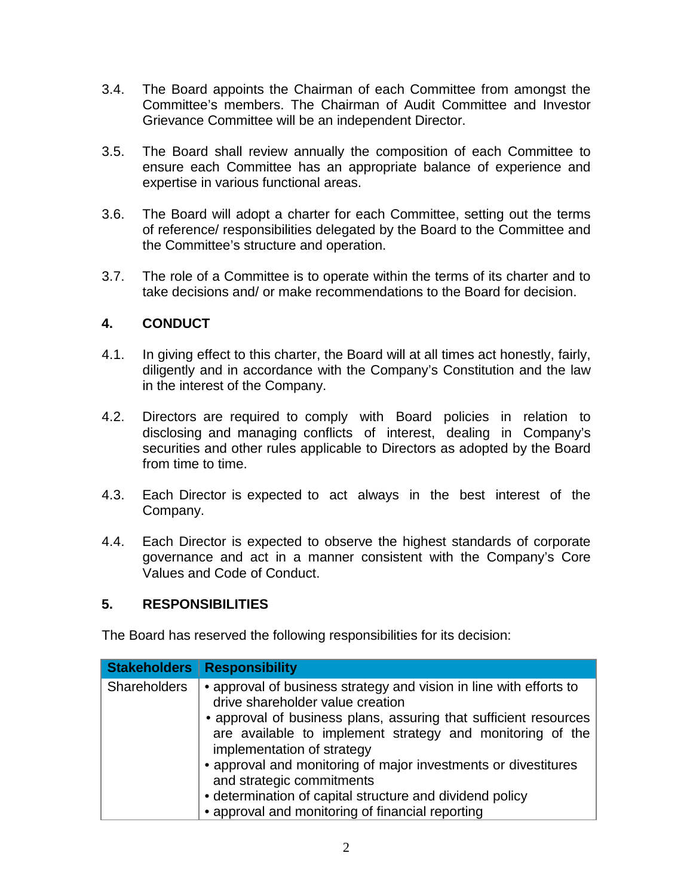3.4. The Board appoints the Chairman of each Committee from amongst the Committee's members. The Chairman of Audit Committee and Investor Grievance Committee will be an independent Director.

3.5. The Board shall review annually the composition of each Committee to ensure each Committee has an appropriate balance of experience and expertise in various functional areas.

3.6. The Board will adopt a charter for each Committee, setting out the terms of reference/ responsibilities delegated by the Board to the Committee and the Committee's structure and operation.

3.7. The role of a Committee is to operate within the terms of its charter and to take decisions and/ or make recommendations to the Board for decision.

## 4. CONDUCT

4.1. In giving effect to this charter, the Board will at all times act honestly, fairly, diligently and in accordance with the Company's Constitution and the law in the interest of the Company.

4.2. Directors are required to comply with Board policies in relation to disclosing and managing conflicts of interest, dealing in Company's securities and other rules applicable to Directors as adopted by the Board from time to time.

4.3. Each Director is expected to act always in the best interest of the Company.

4.4. Each Director is expected to observe the highest standards of corporate governance and act in a manner consistent with the Company's Core Values and Code of Conduct.

## 5. RESPONSIBILITIES

The Board has reserved the following responsibilities for its decision:

| Stakeholders | Responsibility |
|---|---|
| Shareholders | • approval of business strategy and vision in line with efforts to drive shareholder value creation<br>• approval of business plans, assuring that sufficient resources are available to implement strategy and monitoring of the implementation of strategy<br>• approval and monitoring of major investments or divestitures and strategic commitments<br>• determination of capital structure and dividend policy<br>• approval and monitoring of financial reporting |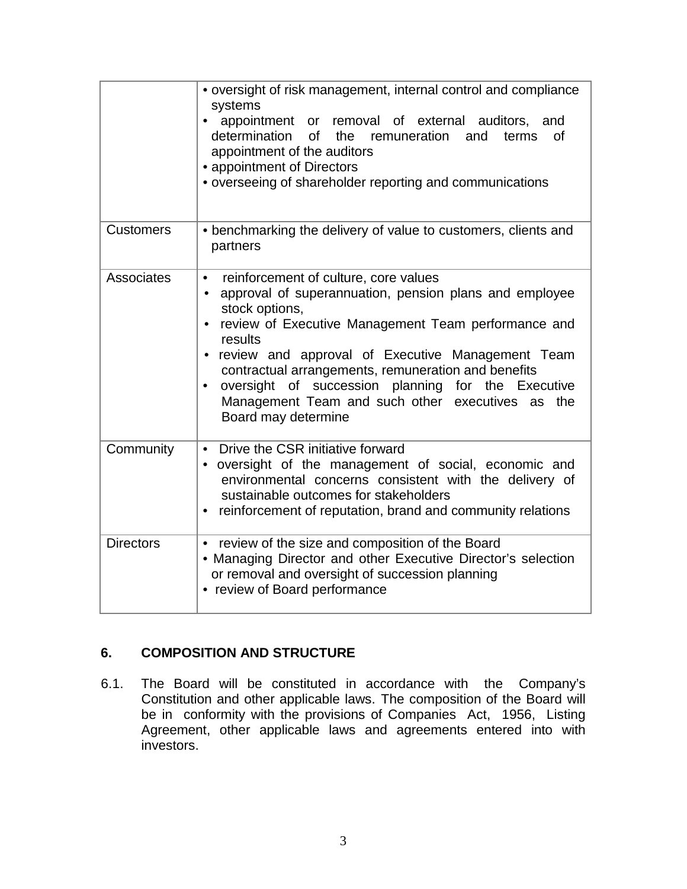| | |
|---|---|
| | • oversight of risk management, internal control and compliance systems<br>• appointment or removal of external auditors, and determination of the remuneration and terms of appointment of the auditors<br>• appointment of Directors<br>• overseeing of shareholder reporting and communications |
| Customers | • benchmarking the delivery of value to customers, clients and partners |
| Associates | • reinforcement of culture, core values<br>• approval of superannuation, pension plans and employee stock options,<br>• review of Executive Management Team performance and results<br>• review and approval of Executive Management Team contractual arrangements, remuneration and benefits<br>• oversight of succession planning for the Executive Management Team and such other executives as the Board may determine |
| Community | • Drive the CSR initiative forward<br>• oversight of the management of social, economic and environmental concerns consistent with the delivery of sustainable outcomes for stakeholders<br>• reinforcement of reputation, brand and community relations |
| Directors | • review of the size and composition of the Board<br>• Managing Director and other Executive Director's selection or removal and oversight of succession planning<br>• review of Board performance |

## 6. COMPOSITION AND STRUCTURE

6.1. The Board will be constituted in accordance with the Company's Constitution and other applicable laws. The composition of the Board will be in conformity with the provisions of Companies Act, 1956, Listing Agreement, other applicable laws and agreements entered into with investors.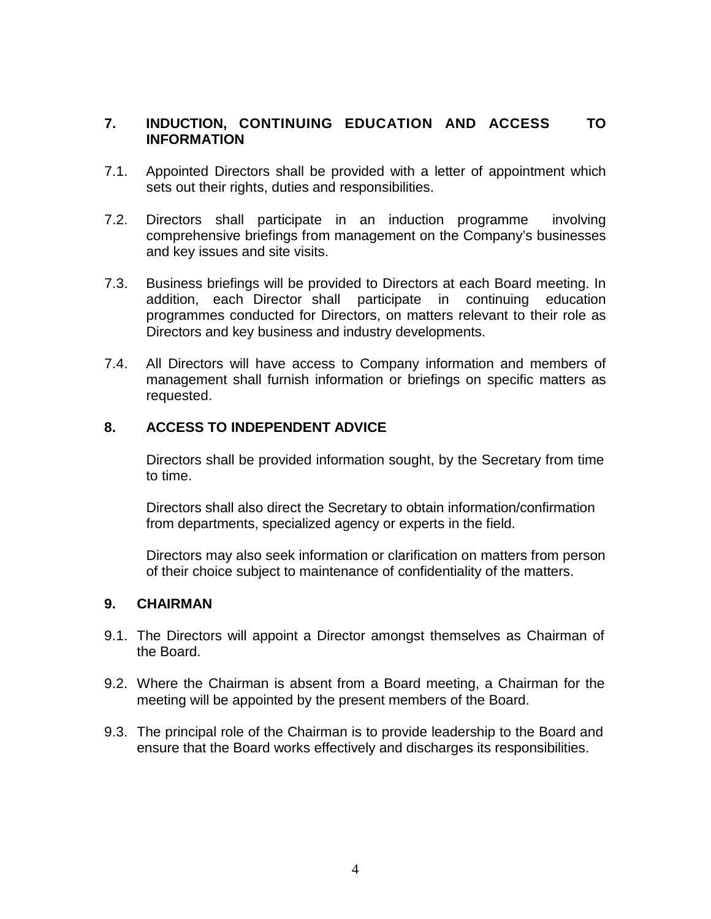## 7. INDUCTION, CONTINUING EDUCATION AND ACCESS TO INFORMATION

7.1. Appointed Directors shall be provided with a letter of appointment which sets out their rights, duties and responsibilities.

7.2. Directors shall participate in an induction programme involving comprehensive briefings from management on the Company's businesses and key issues and site visits.

7.3. Business briefings will be provided to Directors at each Board meeting. In addition, each Director shall participate in continuing education programmes conducted for Directors, on matters relevant to their role as Directors and key business and industry developments.

7.4. All Directors will have access to Company information and members of management shall furnish information or briefings on specific matters as requested.

## 8. ACCESS TO INDEPENDENT ADVICE

Directors shall be provided information sought, by the Secretary from time to time.

Directors shall also direct the Secretary to obtain information/confirmation from departments, specialized agency or experts in the field.

Directors may also seek information or clarification on matters from person of their choice subject to maintenance of confidentiality of the matters.

## 9. CHAIRMAN

9.1. The Directors will appoint a Director amongst themselves as Chairman of the Board.

9.2. Where the Chairman is absent from a Board meeting, a Chairman for the meeting will be appointed by the present members of the Board.

9.3. The principal role of the Chairman is to provide leadership to the Board and ensure that the Board works effectively and discharges its responsibilities.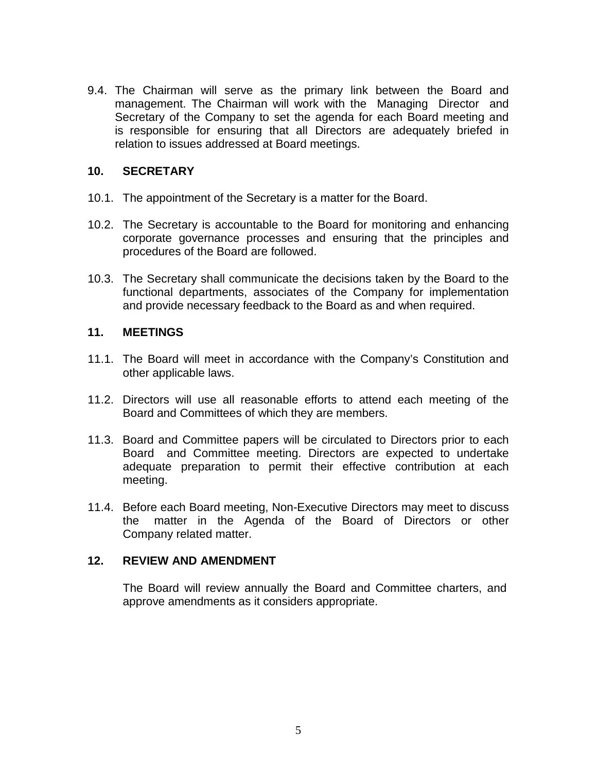9.4. The Chairman will serve as the primary link between the Board and management. The Chairman will work with the Managing Director and Secretary of the Company to set the agenda for each Board meeting and is responsible for ensuring that all Directors are adequately briefed in relation to issues addressed at Board meetings.

## 10. SECRETARY

10.1. The appointment of the Secretary is a matter for the Board.

10.2. The Secretary is accountable to the Board for monitoring and enhancing corporate governance processes and ensuring that the principles and procedures of the Board are followed.

10.3. The Secretary shall communicate the decisions taken by the Board to the functional departments, associates of the Company for implementation and provide necessary feedback to the Board as and when required.

## 11. MEETINGS

11.1. The Board will meet in accordance with the Company's Constitution and other applicable laws.

11.2. Directors will use all reasonable efforts to attend each meeting of the Board and Committees of which they are members.

11.3. Board and Committee papers will be circulated to Directors prior to each Board and Committee meeting. Directors are expected to undertake adequate preparation to permit their effective contribution at each meeting.

11.4. Before each Board meeting, Non-Executive Directors may meet to discuss the matter in the Agenda of the Board of Directors or other Company related matter.

## 12. REVIEW AND AMENDMENT

The Board will review annually the Board and Committee charters, and approve amendments as it considers appropriate.